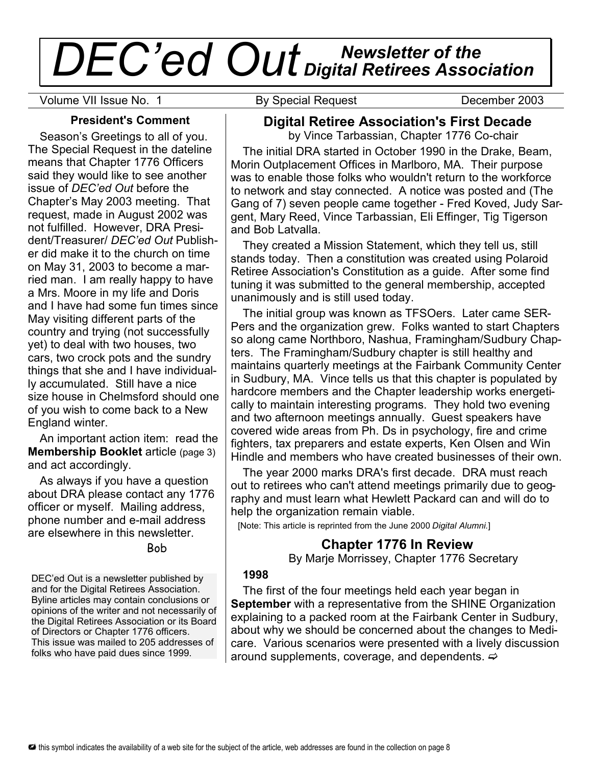# *DEC'ed Out* *Newsletter of the Digital Retirees Association*

Volume VII Issue No. 1 | By Special Request | December 2003

## President's Comment

Season's Greetings to all of you. The Special Request in the dateline means that Chapter 1776 Officers said they would like to see another issue of *DEC'ed Out* before the Chapter's May 2003 meeting. That request, made in August 2002 was not fulfilled. However, DRA President/Treasurer/ *DEC'ed Out* Publisher did make it to the church on time on May 31, 2003 to become a married man. I am really happy to have a Mrs. Moore in my life and Doris and I have had some fun times since May visiting different parts of the country and trying (not successfully yet) to deal with two houses, two cars, two crock pots and the sundry things that she and I have individually accumulated. Still have a nice size house in Chelmsford should one of you wish to come back to a New England winter.

An important action item: read the **Membership Booklet** article (page 3) and act accordingly.

As always if you have a question about DRA please contact any 1776 officer or myself. Mailing address, phone number and e-mail address are elsewhere in this newsletter.

Bob

DEC'ed Out is a newsletter published by and for the Digital Retirees Association. Byline articles may contain conclusions or opinions of the writer and not necessarily of the Digital Retirees Association or its Board of Directors or Chapter 1776 officers. This issue was mailed to 205 addresses of folks who have paid dues since 1999.

## Digital Retiree Association's First Decade

by Vince Tarbassian, Chapter 1776 Co-chair

The initial DRA started in October 1990 in the Drake, Beam, Morin Outplacement Offices in Marlboro, MA. Their purpose was to enable those folks who wouldn't return to the workforce to network and stay connected. A notice was posted and (The Gang of 7) seven people came together - Fred Koved, Judy Sargent, Mary Reed, Vince Tarbassian, Eli Effinger, Tig Tigerson and Bob Latvalla.

They created a Mission Statement, which they tell us, still stands today. Then a constitution was created using Polaroid Retiree Association's Constitution as a guide. After some find tuning it was submitted to the general membership, accepted unanimously and is still used today.

The initial group was known as TFSOers. Later came SERPers and the organization grew. Folks wanted to start Chapters so along came Northboro, Nashua, Framingham/Sudbury Chapters. The Framingham/Sudbury chapter is still healthy and maintains quarterly meetings at the Fairbank Community Center in Sudbury, MA. Vince tells us that this chapter is populated by hardcore members and the Chapter leadership works energetically to maintain interesting programs. They hold two evening and two afternoon meetings annually. Guest speakers have covered wide areas from Ph. Ds in psychology, fire and crime fighters, tax preparers and estate experts, Ken Olsen and Win Hindle and members who have created businesses of their own.

The year 2000 marks DRA's first decade. DRA must reach out to retirees who can't attend meetings primarily due to geography and must learn what Hewlett Packard can and will do to help the organization remain viable.

[Note: This article is reprinted from the June 2000 *Digital Alumni*.]

## Chapter 1776 In Review

By Marje Morrissey, Chapter 1776 Secretary

**1998**

The first of the four meetings held each year began in **September** with a representative from the SHINE Organization explaining to a packed room at the Fairbank Center in Sudbury, about why we should be concerned about the changes to Medicare. Various scenarios were presented with a lively discussion around supplements, coverage, and dependents. ⇨

this symbol indicates the availability of a web site for the subject of the article, web addresses are found in the collection on page 8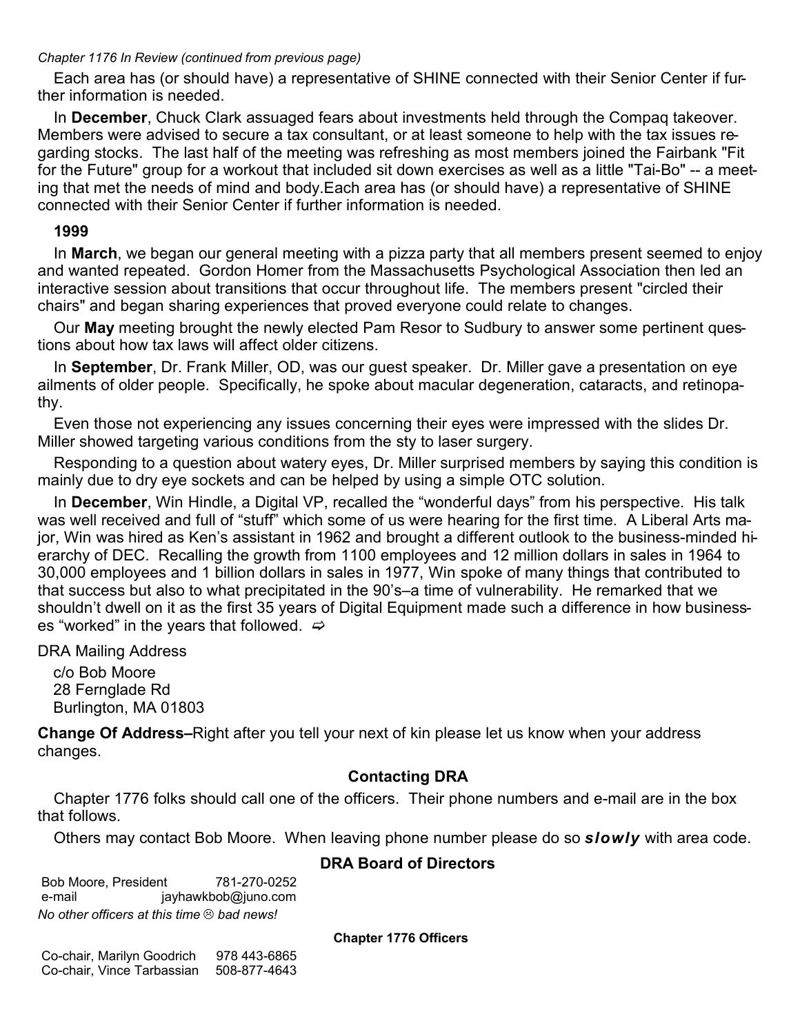*Chapter 1176 In Review (continued from previous page)*

Each area has (or should have) a representative of SHINE connected with their Senior Center if further information is needed.

In **December**, Chuck Clark assuaged fears about investments held through the Compaq takeover. Members were advised to secure a tax consultant, or at least someone to help with the tax issues regarding stocks. The last half of the meeting was refreshing as most members joined the Fairbank "Fit for the Future" group for a workout that included sit down exercises as well as a little "Tai-Bo" -- a meeting that met the needs of mind and body.Each area has (or should have) a representative of SHINE connected with their Senior Center if further information is needed.

**1999**

In **March**, we began our general meeting with a pizza party that all members present seemed to enjoy and wanted repeated. Gordon Homer from the Massachusetts Psychological Association then led an interactive session about transitions that occur throughout life. The members present "circled their chairs" and began sharing experiences that proved everyone could relate to changes.

Our **May** meeting brought the newly elected Pam Resor to Sudbury to answer some pertinent questions about how tax laws will affect older citizens.

In **September**, Dr. Frank Miller, OD, was our guest speaker. Dr. Miller gave a presentation on eye ailments of older people. Specifically, he spoke about macular degeneration, cataracts, and retinopathy.

Even those not experiencing any issues concerning their eyes were impressed with the slides Dr. Miller showed targeting various conditions from the sty to laser surgery.

Responding to a question about watery eyes, Dr. Miller surprised members by saying this condition is mainly due to dry eye sockets and can be helped by using a simple OTC solution.

In **December**, Win Hindle, a Digital VP, recalled the “wonderful days” from his perspective. His talk was well received and full of “stuff” which some of us were hearing for the first time. A Liberal Arts major, Win was hired as Ken’s assistant in 1962 and brought a different outlook to the business-minded hierarchy of DEC. Recalling the growth from 1100 employees and 12 million dollars in sales in 1964 to 30,000 employees and 1 billion dollars in sales in 1977, Win spoke of many things that contributed to that success but also to what precipitated in the 90’s–a time of vulnerability. He remarked that we shouldn’t dwell on it as the first 35 years of Digital Equipment made such a difference in how businesses “worked” in the years that followed. ⇨

DRA Mailing Address

c/o Bob Moore
28 Fernglade Rd
Burlington, MA 01803

**Change Of Address–**Right after you tell your next of kin please let us know when your address changes.

### Contacting DRA

Chapter 1776 folks should call one of the officers. Their phone numbers and e-mail are in the box that follows.

Others may contact Bob Moore. When leaving phone number please do so ***slowly*** with area code.

### DRA Board of Directors

| | |
|---|---|
| Bob Moore, President | 781-270-0252 |
| e-mail | jayhawkbob@juno.com |

*No other officers at this time ☹ bad news!*

**Chapter 1776 Officers**

| | |
|---|---|
| Co-chair, Marilyn Goodrich | 978 443-6865 |
| Co-chair, Vince Tarbassian | 508-877-4643 |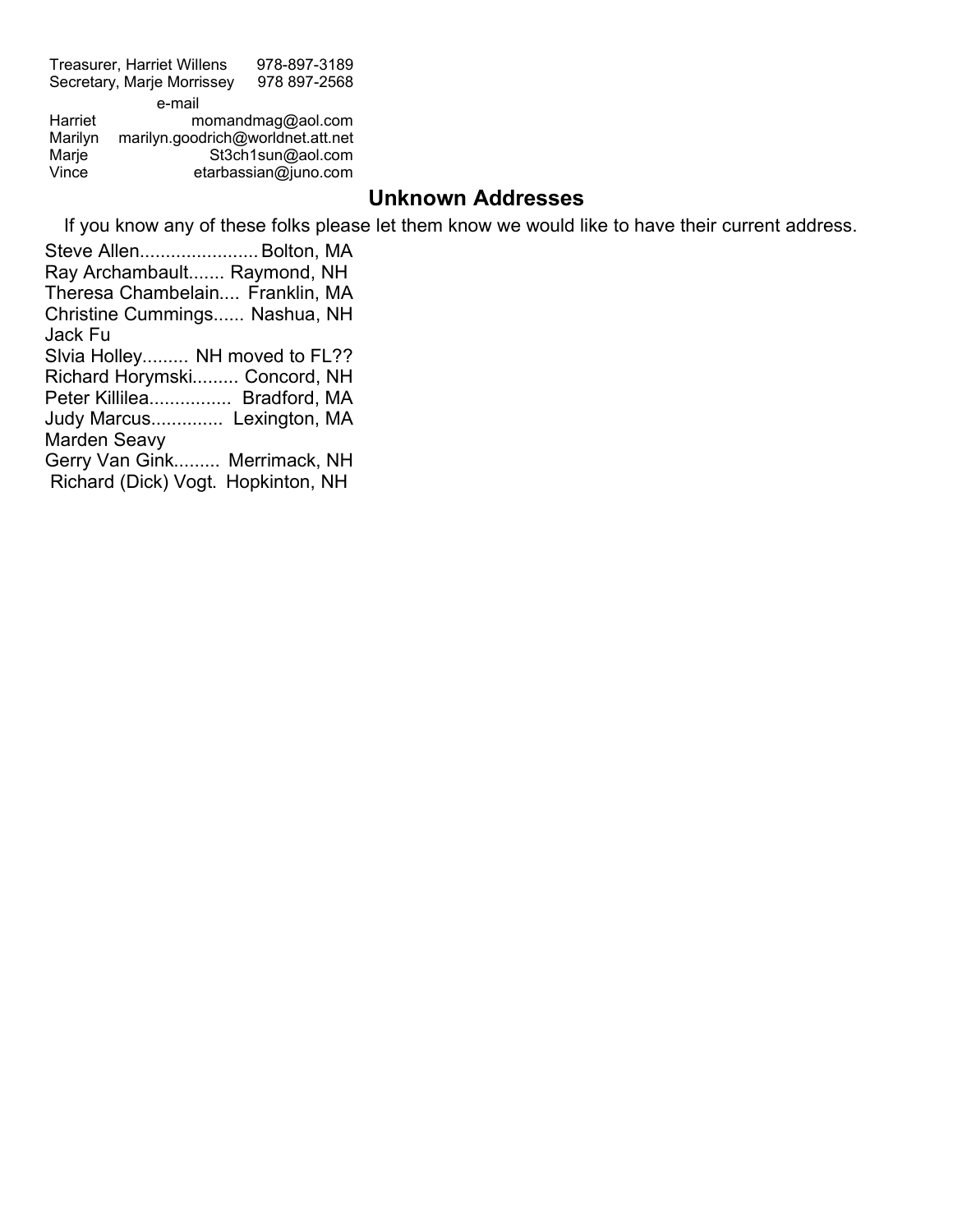| | |
|---|---|
| Treasurer, Harriet Willens | 978-897-3189 |
| Secretary, Marje Morrissey | 978 897-2568 |

e-mail

| | |
|---|---|
| Harriet | momandmag@aol.com |
| Marilyn | marilyn.goodrich@worldnet.att.net |
| Marje | St3ch1sun@aol.com |
| Vince | etarbassian@juno.com |

## Unknown Addresses

If you know any of these folks please let them know we would like to have their current address.

Steve Allen....................... Bolton, MA
Ray Archambault....... Raymond, NH
Theresa Chambelain.... Franklin, MA
Christine Cummings...... Nashua, NH
Jack Fu
Slvia Holley......... NH moved to FL??
Richard Horymski......... Concord, NH
Peter Killilea................ Bradford, MA
Judy Marcus.............. Lexington, MA
Marden Seavy
Gerry Van Gink......... Merrimack, NH
Richard (Dick) Vogt. Hopkinton, NH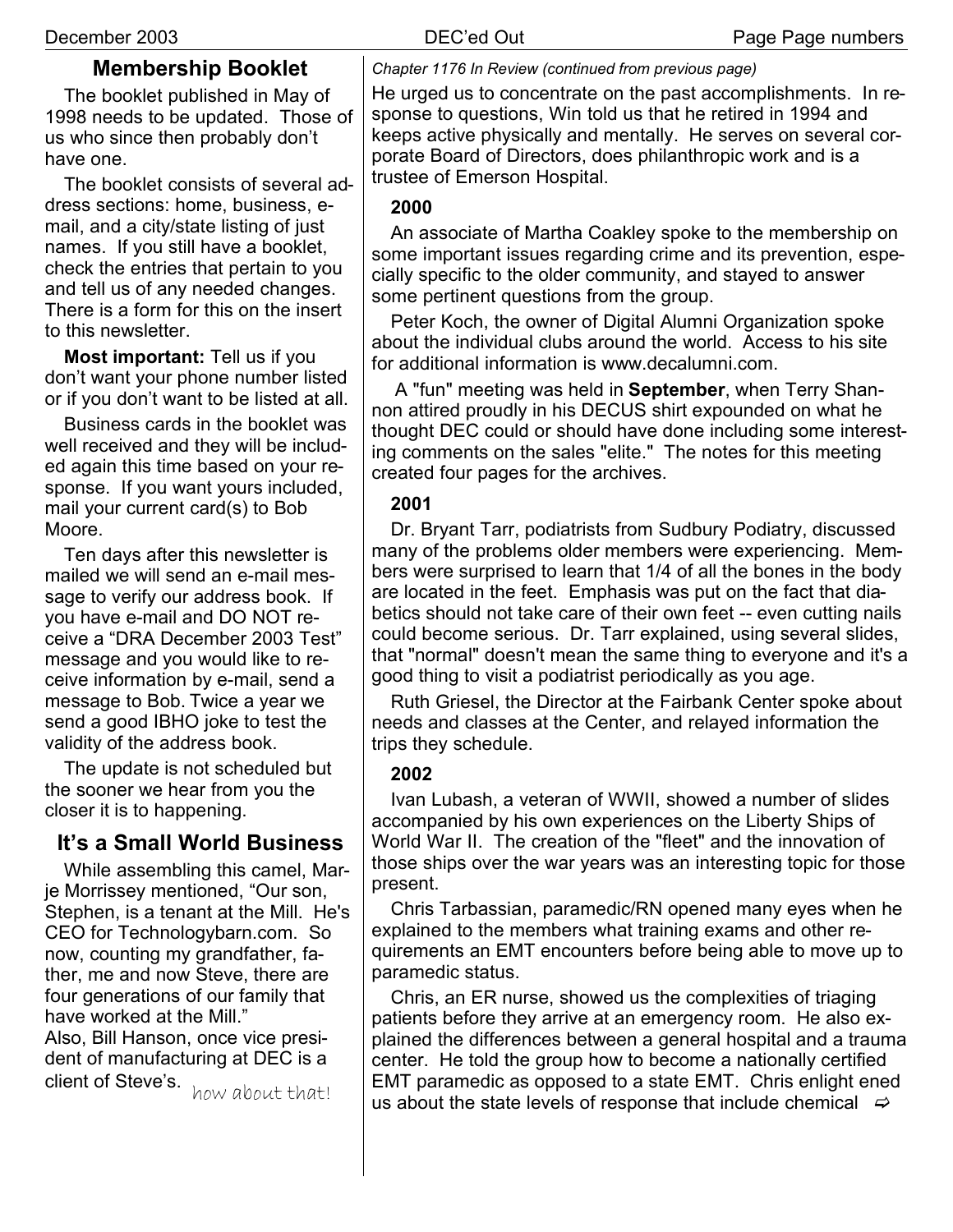## Membership Booklet

The booklet published in May of 1998 needs to be updated. Those of us who since then probably don't have one.

The booklet consists of several address sections: home, business, e-mail, and a city/state listing of just names. If you still have a booklet, check the entries that pertain to you and tell us of any needed changes. There is a form for this on the insert to this newsletter.

**Most important:** Tell us if you don't want your phone number listed or if you don't want to be listed at all.

Business cards in the booklet was well received and they will be included again this time based on your response. If you want yours included, mail your current card(s) to Bob Moore.

Ten days after this newsletter is mailed we will send an e-mail message to verify our address book. If you have e-mail and DO NOT receive a "DRA December 2003 Test" message and you would like to receive information by e-mail, send a message to Bob. Twice a year we send a good IBHO joke to test the validity of the address book.

The update is not scheduled but the sooner we hear from you the closer it is to happening.

## It's a Small World Business

While assembling this camel, Marje Morrissey mentioned, "Our son, Stephen, is a tenant at the Mill. He's CEO for Technologybarn.com. So now, counting my grandfather, father, me and now Steve, there are four generations of our family that have worked at the Mill."
Also, Bill Hanson, once vice president of manufacturing at DEC is a client of Steve's. *how about that!*

*Chapter 1176 In Review (continued from previous page)*

He urged us to concentrate on the past accomplishments. In response to questions, Win told us that he retired in 1994 and keeps active physically and mentally. He serves on several corporate Board of Directors, does philanthropic work and is a trustee of Emerson Hospital.

**2000**

An associate of Martha Coakley spoke to the membership on some important issues regarding crime and its prevention, especially specific to the older community, and stayed to answer some pertinent questions from the group.

Peter Koch, the owner of Digital Alumni Organization spoke about the individual clubs around the world. Access to his site for additional information is www.decalumni.com.

A "fun" meeting was held in **September**, when Terry Shannon attired proudly in his DECUS shirt expounded on what he thought DEC could or should have done including some interesting comments on the sales "elite." The notes for this meeting created four pages for the archives.

**2001**

Dr. Bryant Tarr, podiatrists from Sudbury Podiatry, discussed many of the problems older members were experiencing. Members were surprised to learn that 1/4 of all the bones in the body are located in the feet. Emphasis was put on the fact that diabetics should not take care of their own feet -- even cutting nails could become serious. Dr. Tarr explained, using several slides, that "normal" doesn't mean the same thing to everyone and it's a good thing to visit a podiatrist periodically as you age.

Ruth Griesel, the Director at the Fairbank Center spoke about needs and classes at the Center, and relayed information the trips they schedule.

**2002**

Ivan Lubash, a veteran of WWII, showed a number of slides accompanied by his own experiences on the Liberty Ships of World War II. The creation of the "fleet" and the innovation of those ships over the war years was an interesting topic for those present.

Chris Tarbassian, paramedic/RN opened many eyes when he explained to the members what training exams and other requirements an EMT encounters before being able to move up to paramedic status.

Chris, an ER nurse, showed us the complexities of triaging patients before they arrive at an emergency room. He also explained the differences between a general hospital and a trauma center. He told the group how to become a nationally certified EMT paramedic as opposed to a state EMT. Chris enlightened us about the state levels of response that include chemical ⇨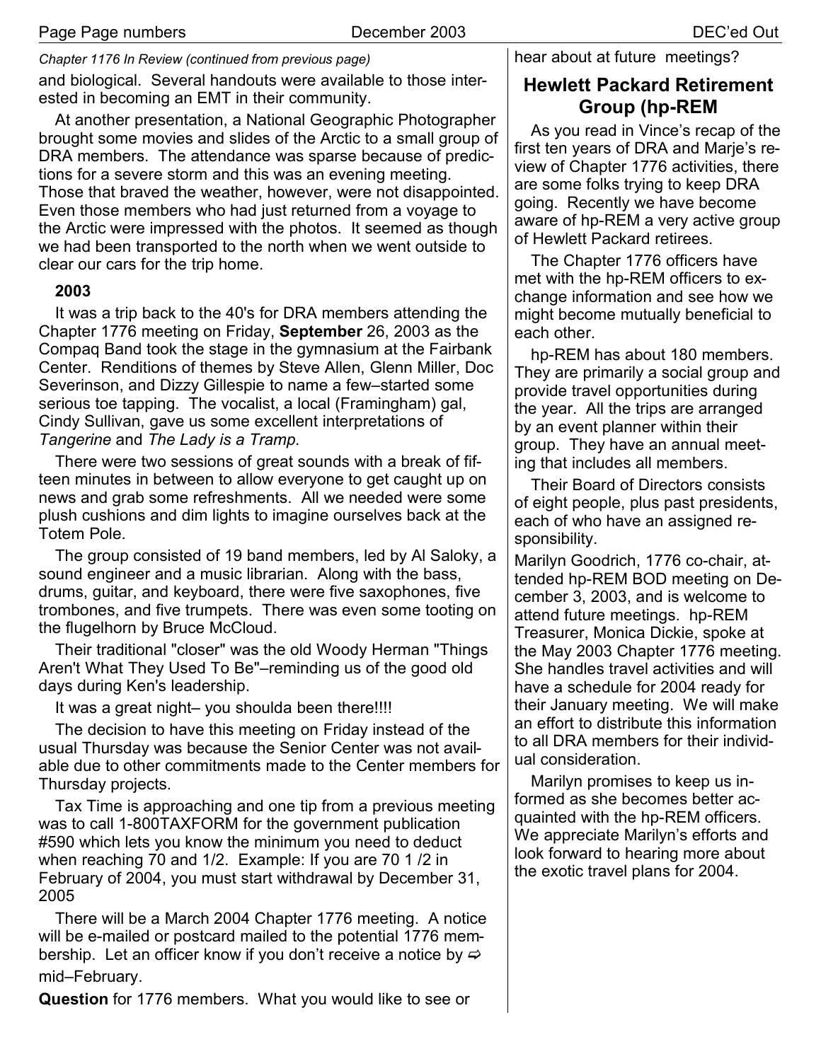*Chapter 1176 In Review (continued from previous page)*

and biological. Several handouts were available to those interested in becoming an EMT in their community.

At another presentation, a National Geographic Photographer brought some movies and slides of the Arctic to a small group of DRA members. The attendance was sparse because of predictions for a severe storm and this was an evening meeting. Those that braved the weather, however, were not disappointed. Even those members who had just returned from a voyage to the Arctic were impressed with the photos. It seemed as though we had been transported to the north when we went outside to clear our cars for the trip home.

**2003**

It was a trip back to the 40's for DRA members attending the Chapter 1776 meeting on Friday, **September** 26, 2003 as the Compaq Band took the stage in the gymnasium at the Fairbank Center. Renditions of themes by Steve Allen, Glenn Miller, Doc Severinson, and Dizzy Gillespie to name a few–started some serious toe tapping. The vocalist, a local (Framingham) gal, Cindy Sullivan, gave us some excellent interpretations of *Tangerine* and *The Lady is a Tramp*.

There were two sessions of great sounds with a break of fifteen minutes in between to allow everyone to get caught up on news and grab some refreshments. All we needed were some plush cushions and dim lights to imagine ourselves back at the Totem Pole.

The group consisted of 19 band members, led by Al Saloky, a sound engineer and a music librarian. Along with the bass, drums, guitar, and keyboard, there were five saxophones, five trombones, and five trumpets. There was even some tooting on the flugelhorn by Bruce McCloud.

Their traditional "closer" was the old Woody Herman "Things Aren't What They Used To Be"–reminding us of the good old days during Ken's leadership.

It was a great night– you shoulda been there!!!!

The decision to have this meeting on Friday instead of the usual Thursday was because the Senior Center was not available due to other commitments made to the Center members for Thursday projects.

Tax Time is approaching and one tip from a previous meeting was to call 1-800TAXFORM for the government publication #590 which lets you know the minimum you need to deduct when reaching 70 and 1/2. Example: If you are 70 1 /2 in February of 2004, you must start withdrawal by December 31, 2005

There will be a March 2004 Chapter 1776 meeting. A notice will be e-mailed or postcard mailed to the potential 1776 membership. Let an officer know if you don't receive a notice by ⇨ mid–February.

**Question** for 1776 members. What you would like to see or hear about at future meetings?

## Hewlett Packard Retirement Group (hp-REM

As you read in Vince's recap of the first ten years of DRA and Marje's review of Chapter 1776 activities, there are some folks trying to keep DRA going. Recently we have become aware of hp-REM a very active group of Hewlett Packard retirees.

The Chapter 1776 officers have met with the hp-REM officers to exchange information and see how we might become mutually beneficial to each other.

hp-REM has about 180 members. They are primarily a social group and provide travel opportunities during the year. All the trips are arranged by an event planner within their group. They have an annual meeting that includes all members.

Their Board of Directors consists of eight people, plus past presidents, each of who have an assigned responsibility.

Marilyn Goodrich, 1776 co-chair, attended hp-REM BOD meeting on December 3, 2003, and is welcome to attend future meetings. hp-REM Treasurer, Monica Dickie, spoke at the May 2003 Chapter 1776 meeting. She handles travel activities and will have a schedule for 2004 ready for their January meeting. We will make an effort to distribute this information to all DRA members for their individual consideration.

Marilyn promises to keep us informed as she becomes better acquainted with the hp-REM officers. We appreciate Marilyn's efforts and look forward to hearing more about the exotic travel plans for 2004.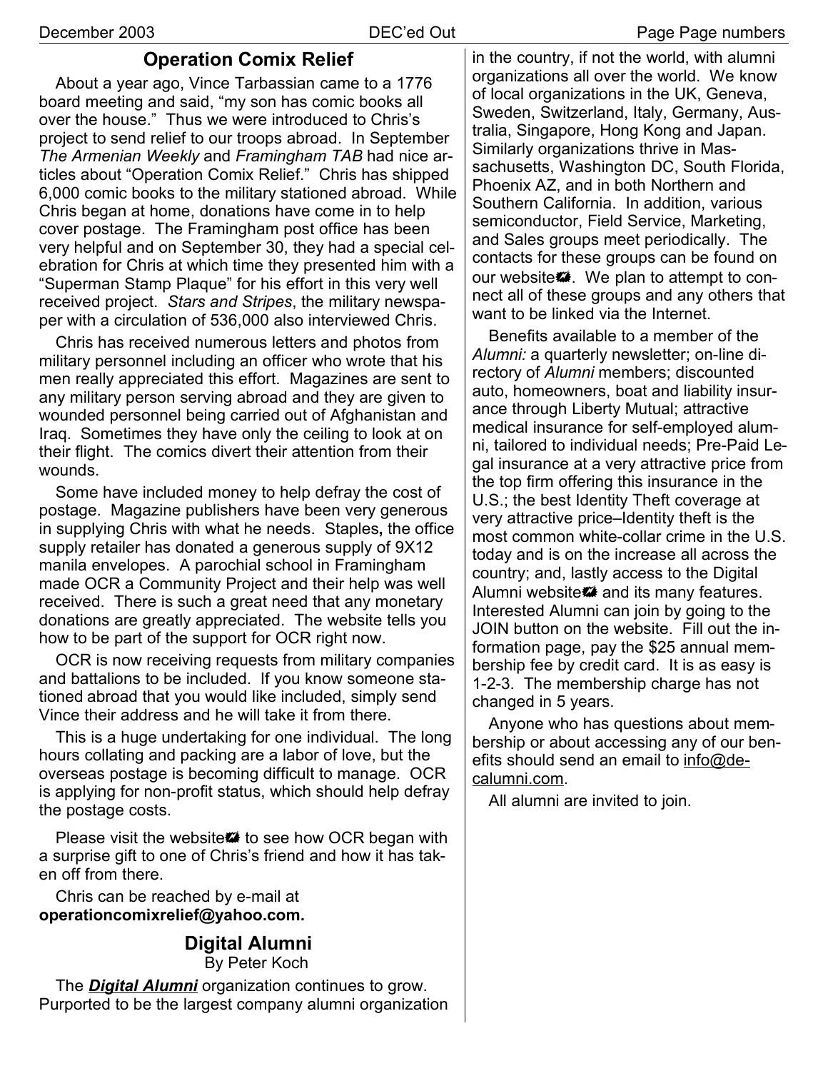## Operation Comix Relief

About a year ago, Vince Tarbassian came to a 1776 board meeting and said, "my son has comic books all over the house." Thus we were introduced to Chris's project to send relief to our troops abroad. In September *The Armenian Weekly* and *Framingham TAB* had nice articles about "Operation Comix Relief." Chris has shipped 6,000 comic books to the military stationed abroad. While Chris began at home, donations have come in to help cover postage. The Framingham post office has been very helpful and on September 30, they had a special celebration for Chris at which time they presented him with a "Superman Stamp Plaque" for his effort in this very well received project. *Stars and Stripes*, the military newspaper with a circulation of 536,000 also interviewed Chris.

Chris has received numerous letters and photos from military personnel including an officer who wrote that his men really appreciated this effort. Magazines are sent to any military person serving abroad and they are given to wounded personnel being carried out of Afghanistan and Iraq. Sometimes they have only the ceiling to look at on their flight. The comics divert their attention from their wounds.

Some have included money to help defray the cost of postage. Magazine publishers have been very generous in supplying Chris with what he needs. Staples**,** the office supply retailer has donated a generous supply of 9X12 manila envelopes. A parochial school in Framingham made OCR a Community Project and their help was well received. There is such a great need that any monetary donations are greatly appreciated. The website tells you how to be part of the support for OCR right now.

OCR is now receiving requests from military companies and battalions to be included. If you know someone stationed abroad that you would like included, simply send Vince their address and he will take it from there.

This is a huge undertaking for one individual. The long hours collating and packing are a labor of love, but the overseas postage is becoming difficult to manage. OCR is applying for non-profit status, which should help defray the postage costs.

Please visit the website to see how OCR began with a surprise gift to one of Chris's friend and how it has taken off from there.

Chris can be reached by e-mail at **operationcomixrelief@yahoo.com.**

## Digital Alumni

By Peter Koch

The ***Digital Alumni*** organization continues to grow. Purported to be the largest company alumni organization in the country, if not the world, with alumni organizations all over the world. We know of local organizations in the UK, Geneva, Sweden, Switzerland, Italy, Germany, Australia, Singapore, Hong Kong and Japan. Similarly organizations thrive in Massachusetts, Washington DC, South Florida, Phoenix AZ, and in both Northern and Southern California. In addition, various semiconductor, Field Service, Marketing, and Sales groups meet periodically. The contacts for these groups can be found on our website. We plan to attempt to connect all of these groups and any others that want to be linked via the Internet.

Benefits available to a member of the *Alumni:* a quarterly newsletter; on-line directory of *Alumni* members; discounted auto, homeowners, boat and liability insurance through Liberty Mutual; attractive medical insurance for self-employed alumni, tailored to individual needs; Pre-Paid Legal insurance at a very attractive price from the top firm offering this insurance in the U.S.; the best Identity Theft coverage at very attractive price–Identity theft is the most common white-collar crime in the U.S. today and is on the increase all across the country; and, lastly access to the Digital Alumni website and its many features. Interested Alumni can join by going to the JOIN button on the website. Fill out the information page, pay the $25 annual membership fee by credit card. It is as easy is 1-2-3. The membership charge has not changed in 5 years.

Anyone who has questions about membership or about accessing any of our benefits should send an email to info@decalumni.com.

All alumni are invited to join.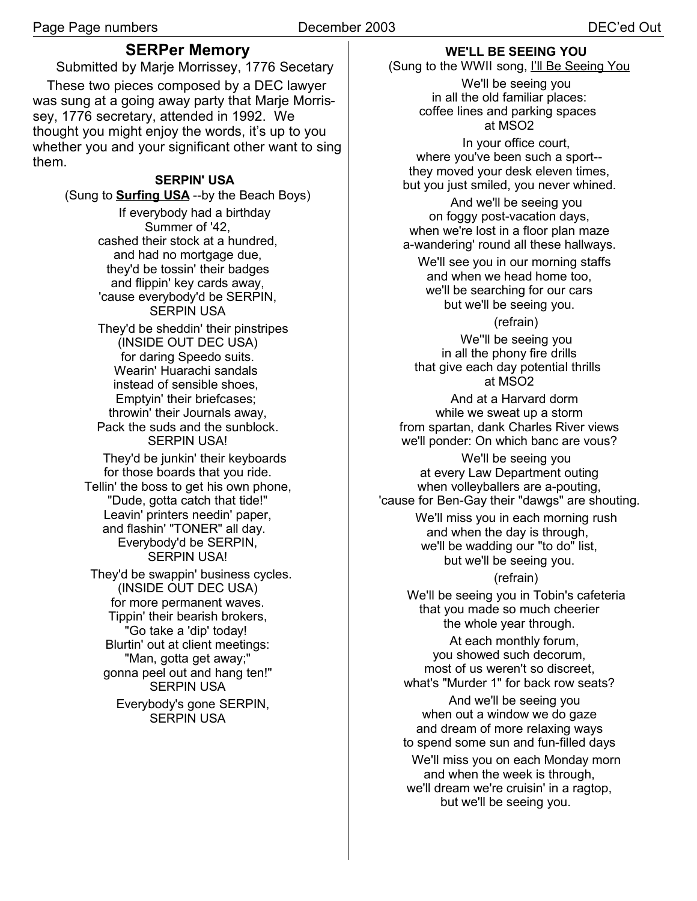## SERPer Memory

Submitted by Marje Morrissey, 1776 Secetary

These two pieces composed by a DEC lawyer was sung at a going away party that Marje Morrissey, 1776 secretary, attended in 1992. We thought you might enjoy the words, it's up to you whether you and your significant other want to sing them.

### SERPIN' USA

(Sung to **Surfing USA** --by the Beach Boys)

If everybody had a birthday  
Summer of '42,  
cashed their stock at a hundred,  
and had no mortgage due,  
they'd be tossin' their badges  
and flippin' key cards away,  
'cause everybody'd be SERPIN,  
SERPIN USA

They'd be sheddin' their pinstripes  
(INSIDE OUT DEC USA)  
for daring Speedo suits.  
Wearin' Huarachi sandals  
instead of sensible shoes,  
Emptyin' their briefcases;  
throwin' their Journals away,  
Pack the suds and the sunblock.  
SERPIN USA!

They'd be junkin' their keyboards  
for those boards that you ride.  
Tellin' the boss to get his own phone,  
"Dude, gotta catch that tide!"  
Leavin' printers needin' paper,  
and flashin' "TONER" all day.  
Everybody'd be SERPIN,  
SERPIN USA!

They'd be swappin' business cycles.  
(INSIDE OUT DEC USA)  
for more permanent waves.  
Tippin' their bearish brokers,  
"Go take a 'dip' today!  
Blurtin' out at client meetings:  
"Man, gotta get away;"  
gonna peel out and hang ten!"  
SERPIN USA

Everybody's gone SERPIN,  
SERPIN USA

### WE'LL BE SEEING YOU

(Sung to the WWII song, I'll Be Seeing You

We'll be seeing you  
in all the old familiar places:  
coffee lines and parking spaces  
at MSO2

In your office court,  
where you've been such a sport--  
they moved your desk eleven times,  
but you just smiled, you never whined.

And we'll be seeing you  
on foggy post-vacation days,  
when we're lost in a floor plan maze  
a-wandering' round all these hallways.

We'll see you in our morning staffs  
and when we head home too,  
we'll be searching for our cars  
but we'll be seeing you.

(refrain)

We''ll be seeing you  
in all the phony fire drills  
that give each day potential thrills  
at MSO2

And at a Harvard dorm  
while we sweat up a storm  
from spartan, dank Charles River views  
we'll ponder: On which banc are vous?

We'll be seeing you  
at every Law Department outing  
when volleyballers are a-pouting,  
'cause for Ben-Gay their "dawgs" are shouting.

We'll miss you in each morning rush  
and when the day is through,  
we'll be wadding our "to do" list,  
but we'll be seeing you.

(refrain)

We'll be seeing you in Tobin's cafeteria  
that you made so much cheerier  
the whole year through.

At each monthly forum,  
you showed such decorum,  
most of us weren't so discreet,  
what's "Murder 1" for back row seats?

And we'll be seeing you  
when out a window we do gaze  
and dream of more relaxing ways  
to spend some sun and fun-filled days

We'll miss you on each Monday morn  
and when the week is through,  
we'll dream we're cruisin' in a ragtop,  
but we'll be seeing you.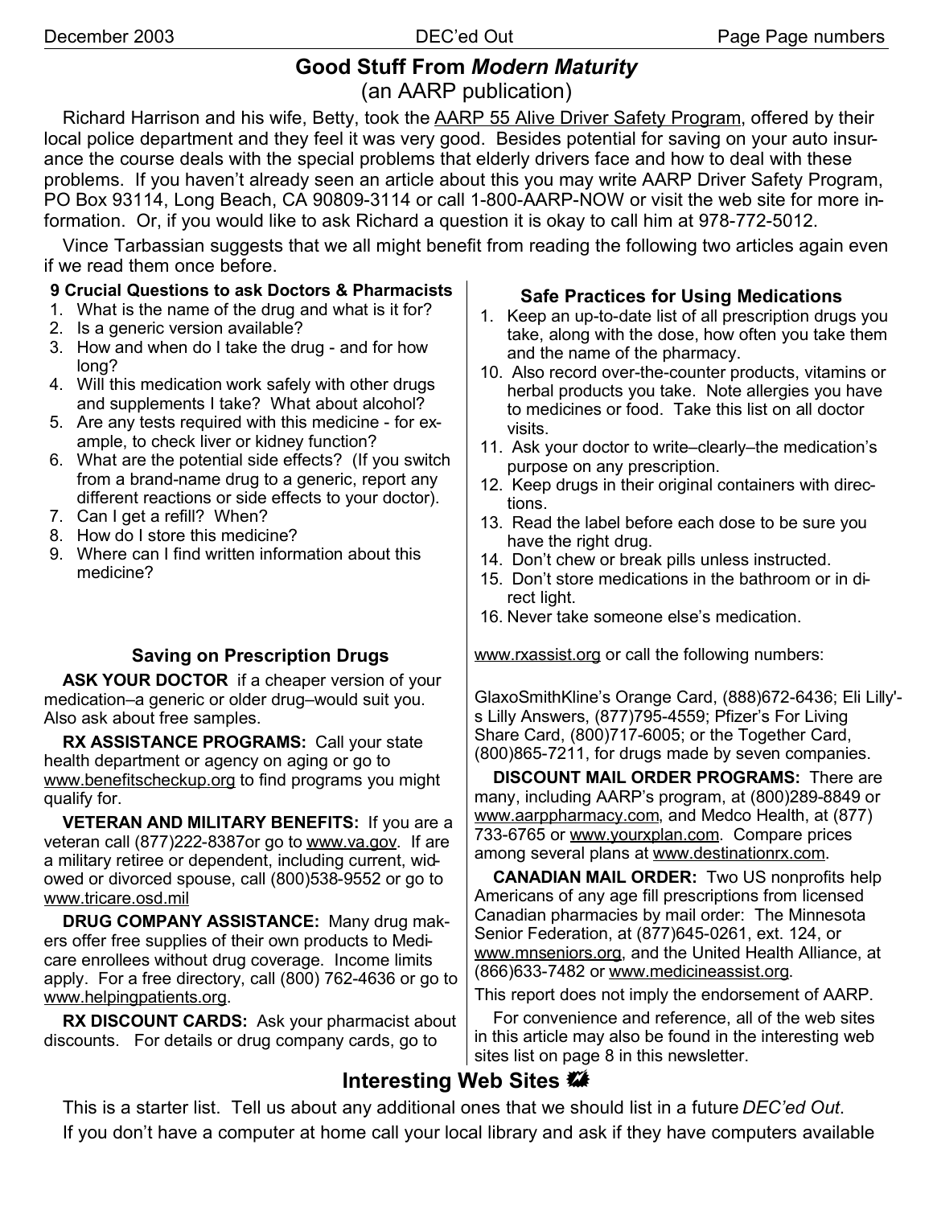## Good Stuff From *Modern Maturity*

(an AARP publication)

Richard Harrison and his wife, Betty, took the AARP 55 Alive Driver Safety Program, offered by their local police department and they feel it was very good. Besides potential for saving on your auto insurance the course deals with the special problems that elderly drivers face and how to deal with these problems. If you haven't already seen an article about this you may write AARP Driver Safety Program, PO Box 93114, Long Beach, CA 90809-3114 or call 1-800-AARP-NOW or visit the web site for more information. Or, if you would like to ask Richard a question it is okay to call him at 978-772-5012.

Vince Tarbassian suggests that we all might benefit from reading the following two articles again even if we read them once before.

**9 Crucial Questions to ask Doctors & Pharmacists**

1. What is the name of the drug and what is it for?
2. Is a generic version available?
3. How and when do I take the drug - and for how long?
4. Will this medication work safely with other drugs and supplements I take? What about alcohol?
5. Are any tests required with this medicine - for example, to check liver or kidney function?
6. What are the potential side effects? (If you switch from a brand-name drug to a generic, report any different reactions or side effects to your doctor).
7. Can I get a refill? When?
8. How do I store this medicine?
9. Where can I find written information about this medicine?

### Safe Practices for Using Medications

1. Keep an up-to-date list of all prescription drugs you take, along with the dose, how often you take them and the name of the pharmacy.
10. Also record over-the-counter products, vitamins or herbal products you take. Note allergies you have to medicines or food. Take this list on all doctor visits.
11. Ask your doctor to write–clearly–the medication's purpose on any prescription.
12. Keep drugs in their original containers with directions.
13. Read the label before each dose to be sure you have the right drug.
14. Don't chew or break pills unless instructed.
15. Don't store medications in the bathroom or in direct light.
16. Never take someone else's medication.

### Saving on Prescription Drugs

**ASK YOUR DOCTOR** if a cheaper version of your medication–a generic or older drug–would suit you. Also ask about free samples.

**RX ASSISTANCE PROGRAMS:** Call your state health department or agency on aging or go to www.benefitscheckup.org to find programs you might qualify for.

**VETERAN AND MILITARY BENEFITS:** If you are a veteran call (877)222-8387or go to www.va.gov. If are a military retiree or dependent, including current, widowed or divorced spouse, call (800)538-9552 or go to www.tricare.osd.mil

**DRUG COMPANY ASSISTANCE:** Many drug makers offer free supplies of their own products to Medicare enrollees without drug coverage. Income limits apply. For a free directory, call (800) 762-4636 or go to www.helpingpatients.org.

**RX DISCOUNT CARDS:** Ask your pharmacist about discounts. For details or drug company cards, go to www.rxassist.org or call the following numbers:

GlaxoSmithKline's Orange Card, (888)672-6436; Eli Lilly's Lilly Answers, (877)795-4559; Pfizer's For Living Share Card, (800)717-6005; or the Together Card, (800)865-7211, for drugs made by seven companies.

**DISCOUNT MAIL ORDER PROGRAMS:** There are many, including AARP's program, at (800)289-8849 or www.aarppharmacy.com, and Medco Health, at (877) 733-6765 or www.yourxplan.com. Compare prices among several plans at www.destinationrx.com.

**CANADIAN MAIL ORDER:** Two US nonprofits help Americans of any age fill prescriptions from licensed Canadian pharmacies by mail order: The Minnesota Senior Federation, at (877)645-0261, ext. 124, or www.mnseniors.org, and the United Health Alliance, at (866)633-7482 or www.medicineassist.org.

This report does not imply the endorsement of AARP.

For convenience and reference, all of the web sites in this article may also be found in the interesting web sites list on page 8 in this newsletter.

## Interesting Web Sites

This is a starter list. Tell us about any additional ones that we should list in a future *DEC'ed Out*.

If you don't have a computer at home call your local library and ask if they have computers available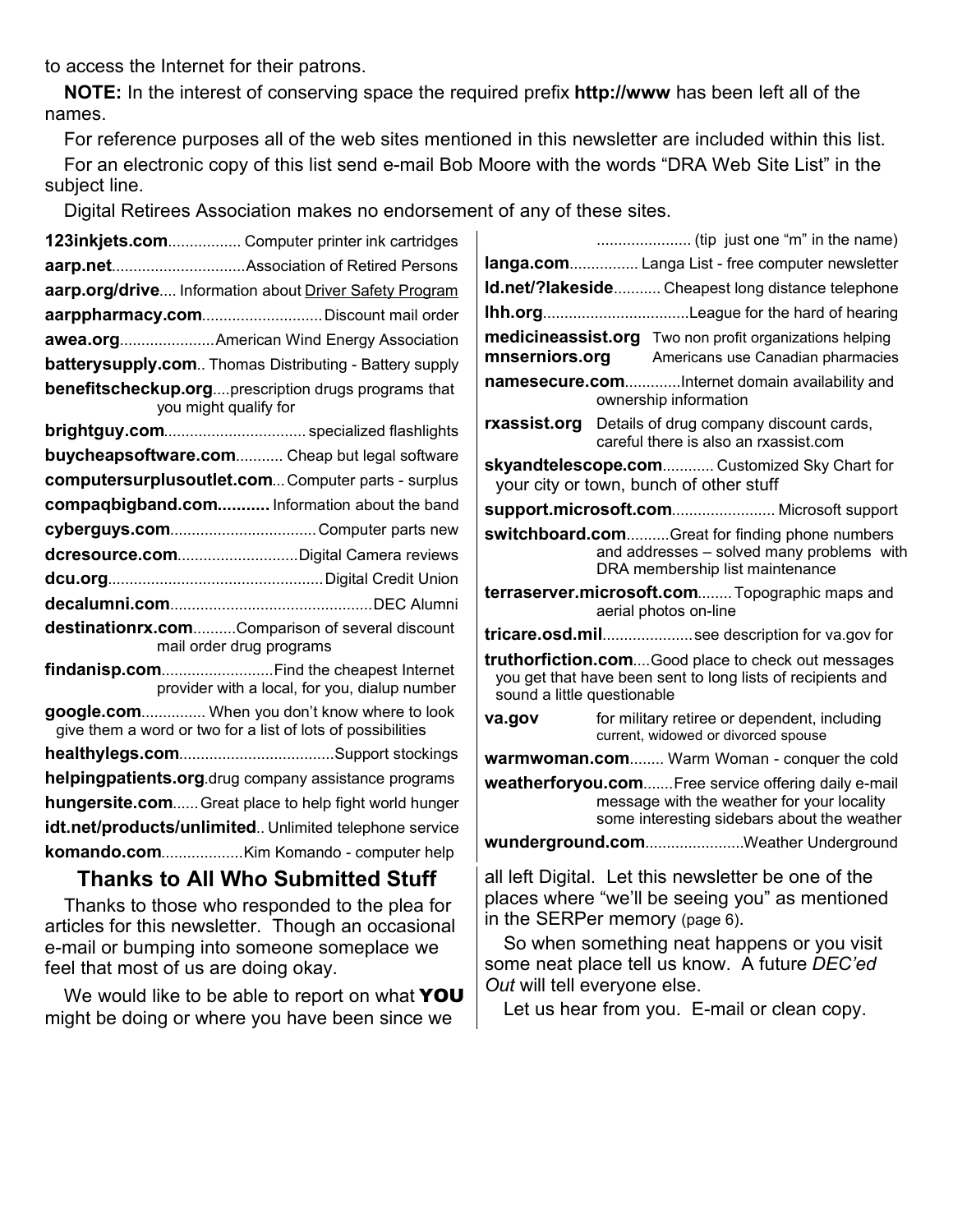to access the Internet for their patrons.

**NOTE:** In the interest of conserving space the required prefix **http://www** has been left all of the names.

For reference purposes all of the web sites mentioned in this newsletter are included within this list.

For an electronic copy of this list send e-mail Bob Moore with the words "DRA Web Site List" in the subject line.

Digital Retirees Association makes no endorsement of any of these sites.

**123inkjets.com**................ Computer printer ink cartridges

**aarp.net**..............................Association of Retired Persons

**aarp.org/drive**.... Information about Driver Safety Program

**aarppharmacy.com**...........................Discount mail order

**awea.org**.....................American Wind Energy Association

**batterysupply.com**.. Thomas Distributing - Battery supply

**benefitscheckup.org**....prescription drugs programs that you might qualify for

**brightguy.com**................................ specialized flashlights

**buycheapsoftware.com**........... Cheap but legal software

**computersurplusoutlet.com**... Computer parts - surplus

**compaqbigband.com...........** Information about the band

**cyberguys.com**.................................Computer parts new

**dcresource.com**............................Digital Camera reviews

**dcu.org**.................................................Digital Credit Union

**decalumni.com**..............................................DEC Alumni

**destinationrx.com**..........Comparison of several discount mail order drug programs

**findanisp.com**..........................Find the cheapest Internet provider with a local, for you, dialup number

**google.com**.............. When you don't know where to look give them a word or two for a list of lots of possibilities

**healthylegs.com**...................................Support stockings

**helpingpatients.org**.drug company assistance programs

**hungersite.com**......Great place to help fight world hunger

**idt.net/products/unlimited**.. Unlimited telephone service

**komando.com**..................Kim Komando - computer help

..................... (tip just one "m" in the name)

**langa.com**................ Langa List - free computer newsletter

**ld.net/?lakeside**........... Cheapest long distance telephone

**lhh.org**.................................League for the hard of hearing

**medicineassist.org**
**mnserniors.org** Two non profit organizations helping Americans use Canadian pharmacies

**namesecure.com**.............Internet domain availability and ownership information

**rxassist.org** Details of drug company discount cards, careful there is also an rxassist.com

**skyandtelescope.com**............ Customized Sky Chart for your city or town, bunch of other stuff

**support.microsoft.com**........................ Microsoft support

**switchboard.com**..........Great for finding phone numbers and addresses – solved many problems with DRA membership list maintenance

**terraserver.microsoft.com**........Topographic maps and aerial photos on-line

**tricare.osd.mil**....................see description for va.gov for

**truthorfiction.com**....Good place to check out messages you get that have been sent to long lists of recipients and sound a little questionable

**va.gov** for military retiree or dependent, including current, widowed or divorced spouse

**warmwoman.com**........ Warm Woman - conquer the cold

**weatherforyou.com**.......Free service offering daily e-mail message with the weather for your locality some interesting sidebars about the weather

**wunderground.com**.......................Weather Underground

## Thanks to All Who Submitted Stuff

Thanks to those who responded to the plea for articles for this newsletter. Though an occasional e-mail or bumping into someone someplace we feel that most of us are doing okay.

We would like to be able to report on what **YOU** might be doing or where you have been since we all left Digital. Let this newsletter be one of the places where "we'll be seeing you" as mentioned in the SERPer memory (page 6).

So when something neat happens or you visit some neat place tell us know. A future *DEC'ed Out* will tell everyone else.

Let us hear from you. E-mail or clean copy.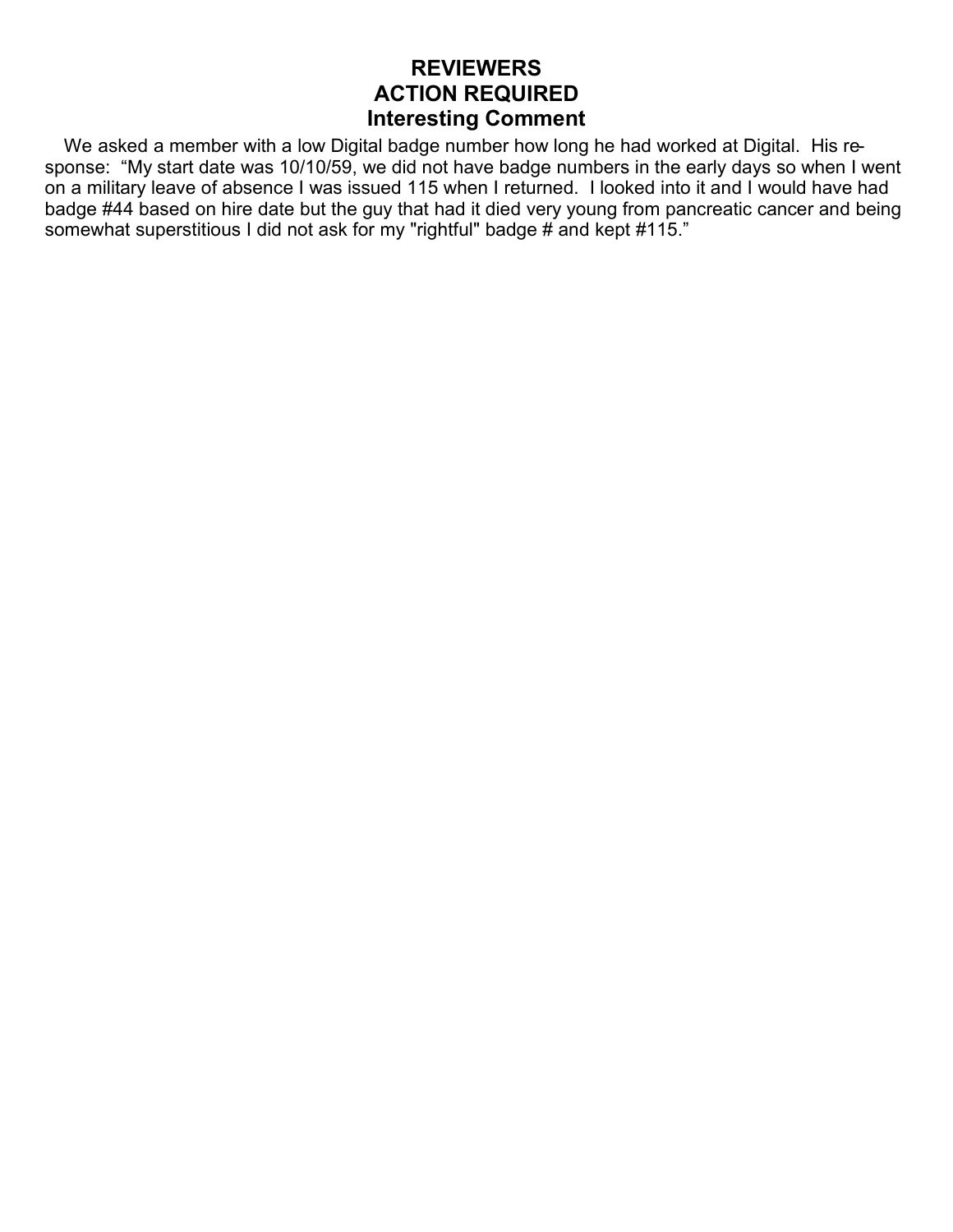# REVIEWERS
# ACTION REQUIRED
## Interesting Comment

We asked a member with a low Digital badge number how long he had worked at Digital. His response: "My start date was 10/10/59, we did not have badge numbers in the early days so when I went on a military leave of absence I was issued 115 when I returned. I looked into it and I would have had badge #44 based on hire date but the guy that had it died very young from pancreatic cancer and being somewhat superstitious I did not ask for my "rightful" badge # and kept #115."